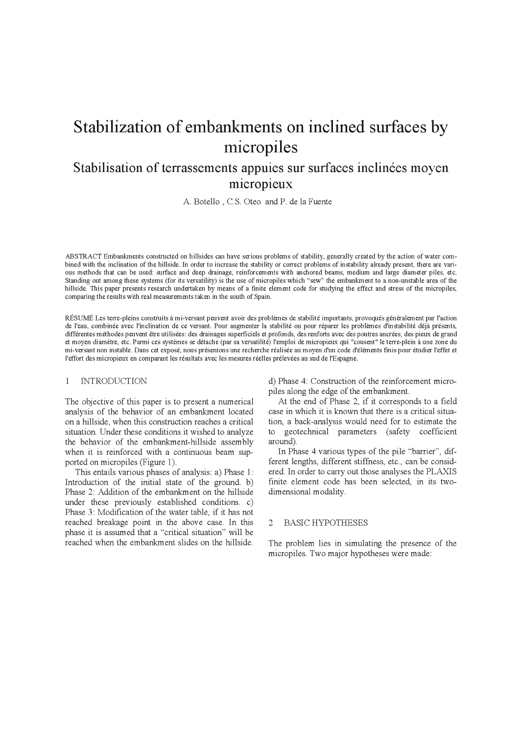# Stabilization of embankments on inclined surfaces by micropiles

## Stabilisation of terrassements appuies sur surfaces inclinées moyen micropieux

A. Botello , C.S. Oteo and P. de la Fuente

ABSTRACT Embankments constructed on hillsides can have serious problems of stability, generally created by the action of water combined with the inclination of the hillside. In order to increase the stability or correct problems of instability already present, there are various methods that can be used: surface and deep drainage, reinforcements with anchored beams, medium and large diameter piles, etc. Standing out among these systems (for its versatility) is the use of micropiles which "sew" the embankment to a non-unstable area of the hillside. This paper presents research undertaken by means of a finite element code for studying the effect and stress of the micropiles, comparing the results with real measurements taken in the south of Spain.

RÉSUMÉ Les terre-pleins construits à mi-versant peuvent avoir des problèmes de stabilité importants, provoqués généralement par l'action de l'eau, combinée avec l'inclination de ce versant. Pour augmenter la stabilité ou pour réparer les problèmes d'instabilité déjà présents, différentes méthodes peuvent être utilisées: des drainages superficiels et profonds, des renforts avec des poutres ancrées, des pieux de grand et moyen diamètre, etc. Parmi ces systèmes se détache (par sa versatilité) l'emploi de micropieux qui "cousent" le terre-plein à une zone du mi-versant non instable. Dans cet exposé, nous présentons une recherche réalisée au moyen d'un code d'éléments finis pour étudier l'effet et l'effort des micropieux en comparant les résultats avec les mesures réelles prélevées au sud de l'Espagne.

## 1 INTRODUCTION

The objective of this paper is to present a numerical analysis of the behavior of an embankment located on a hillside, when this construction reaches a critical situation. Under these conditions it wished to analyze the behavior of the embankment-hillside assembly when it is reinforced with a continuous beam supported on micropiles (Figure 1).

This entails various phases of analysis: a) Phase 1: Introduction of the initial state of the ground. b) Phase 2: Addition of the embankment on the hillside under these previously established conditions. c) Phase 3: Modification of the water table, if it has not reached breakage point in the above case. In this phase it is assumed that a "critical situation" will be reached when the embankment slides on the hillside. d) Phase 4: Construction of the reinforcement micropiles along the edge of the embankment.

At the end of Phase 2, if it corresponds to a field case in which it is known that there is a critical situation, a back-analysis would need for to estimate the to geotechnical parameters (safety coefficient around).

In Phase 4 various types of the pile "barrier", different lengths, different stiffness, etc., can be considered. In order to carry out those analyses the PLAXIS finite element code has been selected, in its two-dimensional modality.

## 2 BASIC HYPOTHESES

The problem lies in simulating the presence of the micropiles. Two major hypotheses were made: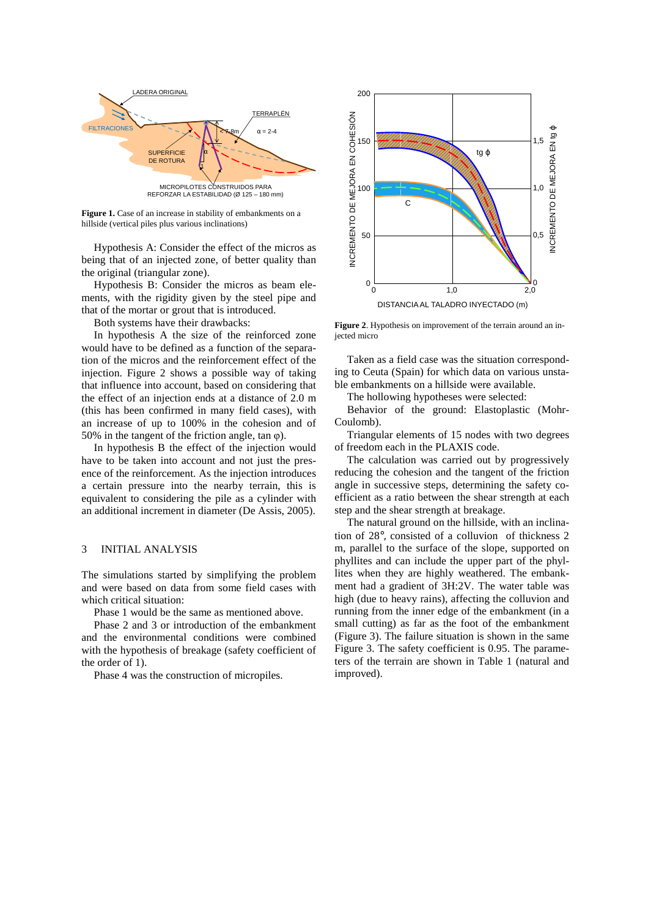**Figure 1.** Case of an increase in stability of embankments on a hillside (vertical piles plus various inclinations)

Hypothesis A: Consider the effect of the micros as being that of an injected zone, of better quality than the original (triangular zone).

Hypothesis B: Consider the micros as beam elements, with the rigidity given by the steel pipe and that of the mortar or grout that is introduced.

Both systems have their drawbacks:

In hypothesis A the size of the reinforced zone would have to be defined as a function of the separation of the micros and the reinforcement effect of the injection. Figure 2 shows a possible way of taking that influence into account, based on considering that the effect of an injection ends at a distance of 2.0 m (this has been confirmed in many field cases), with an increase of up to 100% in the cohesion and of 50% in the tangent of the friction angle, tan φ).

In hypothesis B the effect of the injection would have to be taken into account and not just the presence of the reinforcement. As the injection introduces a certain pressure into the nearby terrain, this is equivalent to considering the pile as a cylinder with an additional increment in diameter (De Assis, 2005).

## 3 INITIAL ANALYSIS

The simulations started by simplifying the problem and were based on data from some field cases with which critical situation:

Phase 1 would be the same as mentioned above.

Phase 2 and 3 or introduction of the embankment and the environmental conditions were combined with the hypothesis of breakage (safety coefficient of the order of 1).

Phase 4 was the construction of micropiles.

**Figure 2**. Hypothesis on improvement of the terrain around an injected micro

Taken as a field case was the situation corresponding to Ceuta (Spain) for which data on various unstable embankments on a hillside were available.

The hollowing hypotheses were selected:

Behavior of the ground: Elastoplastic (Mohr-Coulomb).

Triangular elements of 15 nodes with two degrees of freedom each in the PLAXIS code.

The calculation was carried out by progressively reducing the cohesion and the tangent of the friction angle in successive steps, determining the safety coefficient as a ratio between the shear strength at each step and the shear strength at breakage.

The natural ground on the hillside, with an inclination of 28°, consisted of a colluvion of thickness 2 m, parallel to the surface of the slope, supported on phyllites and can include the upper part of the phyllites when they are highly weathered. The embankment had a gradient of 3H:2V. The water table was high (due to heavy rains), affecting the colluvion and running from the inner edge of the embankment (in a small cutting) as far as the foot of the embankment (Figure 3). The failure situation is shown in the same Figure 3. The safety coefficient is 0.95. The parameters of the terrain are shown in Table 1 (natural and improved).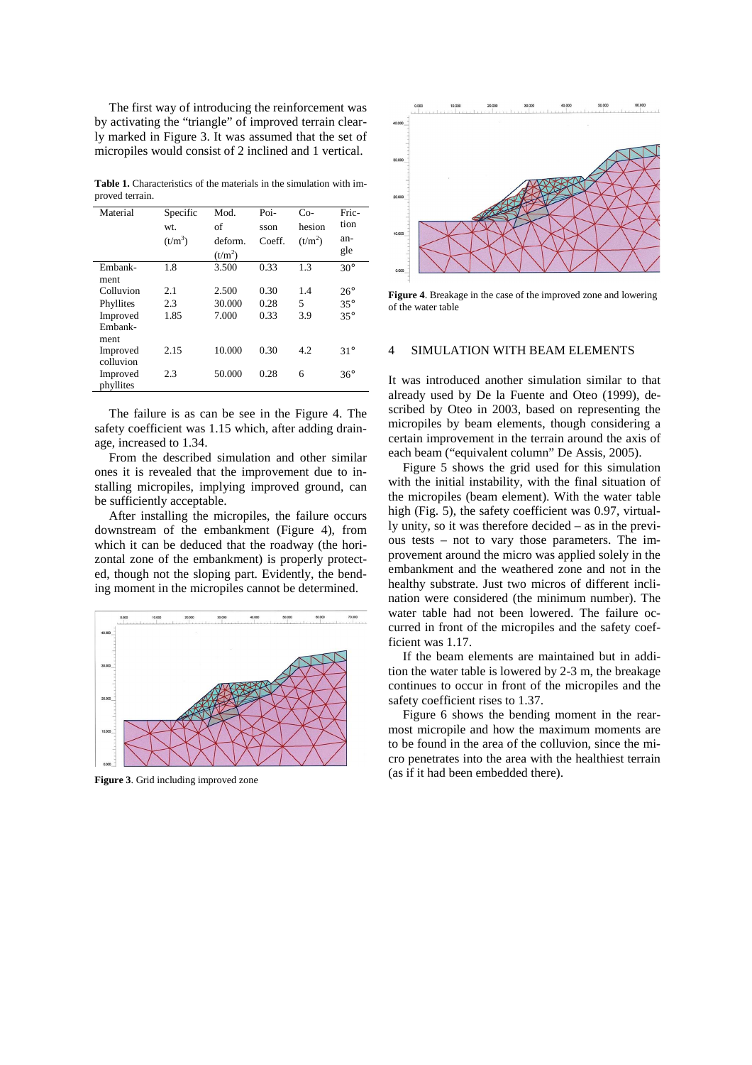The first way of introducing the reinforcement was by activating the "triangle" of improved terrain clearly marked in Figure 3. It was assumed that the set of micropiles would consist of 2 inclined and 1 vertical.

**Table 1.** Characteristics of the materials in the simulation with improved terrain.

| Material | Specific wt. ($t/m^3$) | Mod. of deform. ($t/m^2$) | Poisson Coeff. | Cohesion ($t/m^2$) | Friction angle |
|---|---|---|---|---|---|
| Embankment | 1.8 | 3.500 | 0.33 | 1.3 | 30° |
| Colluvion | 2.1 | 2.500 | 0.30 | 1.4 | 26° |
| Phyllites | 2.3 | 30.000 | 0.28 | 5 | 35° |
| Improved Embankment | 1.85 | 7.000 | 0.33 | 3.9 | 35° |
| Improved colluvion | 2.15 | 10.000 | 0.30 | 4.2 | 31° |
| Improved phyllites | 2.3 | 50.000 | 0.28 | 6 | 36° |

The failure is as can be see in the Figure 4. The safety coefficient was 1.15 which, after adding drainage, increased to 1.34.

From the described simulation and other similar ones it is revealed that the improvement due to installing micropiles, implying improved ground, can be sufficiently acceptable.

After installing the micropiles, the failure occurs downstream of the embankment (Figure 4), from which it can be deduced that the roadway (the horizontal zone of the embankment) is properly protected, though not the sloping part. Evidently, the bending moment in the micropiles cannot be determined.

**Figure 3**. Grid including improved zone

**Figure 4**. Breakage in the case of the improved zone and lowering of the water table

## 4 SIMULATION WITH BEAM ELEMENTS

It was introduced another simulation similar to that already used by De la Fuente and Oteo (1999), described by Oteo in 2003, based on representing the micropiles by beam elements, though considering a certain improvement in the terrain around the axis of each beam ("equivalent column" De Assis, 2005).

Figure 5 shows the grid used for this simulation with the initial instability, with the final situation of the micropiles (beam element). With the water table high (Fig. 5), the safety coefficient was 0.97, virtually unity, so it was therefore decided – as in the previous tests – not to vary those parameters. The improvement around the micro was applied solely in the embankment and the weathered zone and not in the healthy substrate. Just two micros of different inclination were considered (the minimum number). The water table had not been lowered. The failure occurred in front of the micropiles and the safety coefficient was 1.17.

If the beam elements are maintained but in addition the water table is lowered by 2-3 m, the breakage continues to occur in front of the micropiles and the safety coefficient rises to 1.37.

Figure 6 shows the bending moment in the rearmost micropile and how the maximum moments are to be found in the area of the colluvion, since the micro penetrates into the area with the healthiest terrain (as if it had been embedded there).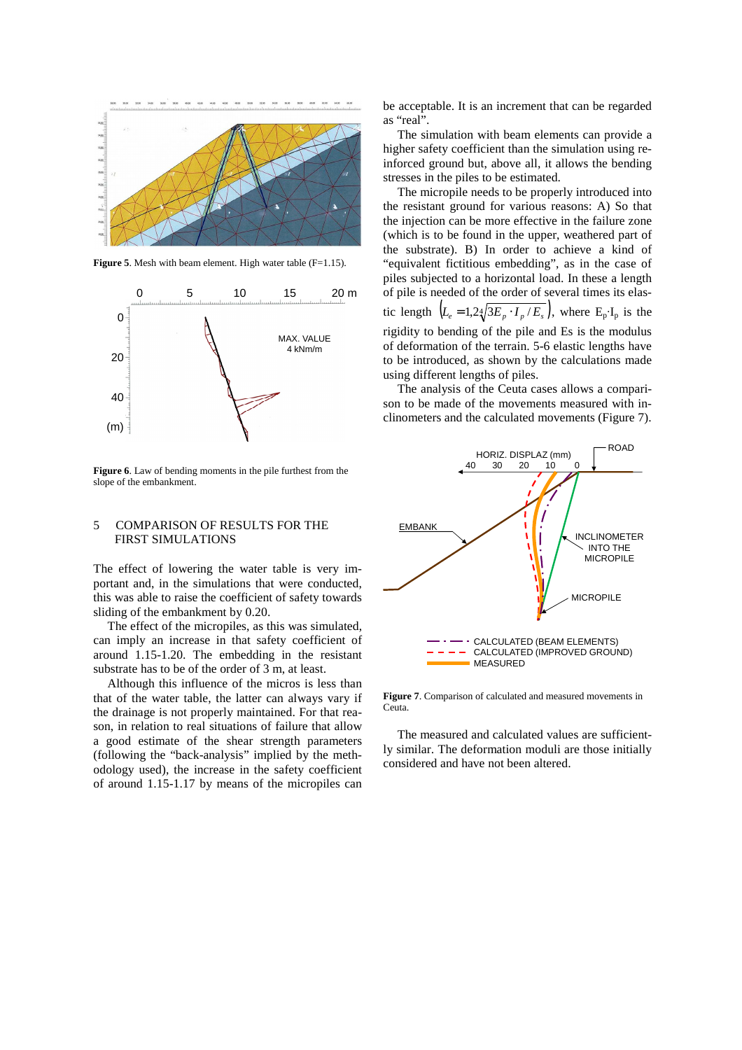**Figure 5**. Mesh with beam element. High water table (F=1.15).

**Figure 6**. Law of bending moments in the pile furthest from the slope of the embankment.

## 5 COMPARISON OF RESULTS FOR THE FIRST SIMULATIONS

The effect of lowering the water table is very important and, in the simulations that were conducted, this was able to raise the coefficient of safety towards sliding of the embankment by 0.20.

The effect of the micropiles, as this was simulated, can imply an increase in that safety coefficient of around 1.15-1.20. The embedding in the resistant substrate has to be of the order of 3 m, at least.

Although this influence of the micros is less than that of the water table, the latter can always vary if the drainage is not properly maintained. For that reason, in relation to real situations of failure that allow a good estimate of the shear strength parameters (following the "back-analysis" implied by the methodology used), the increase in the safety coefficient of around 1.15-1.17 by means of the micropiles can be acceptable. It is an increment that can be regarded as "real".

The simulation with beam elements can provide a higher safety coefficient than the simulation using reinforced ground but, above all, it allows the bending stresses in the piles to be estimated.

The micropile needs to be properly introduced into the resistant ground for various reasons: A) So that the injection can be more effective in the failure zone (which is to be found in the upper, weathered part of the substrate). B) In order to achieve a kind of "equivalent fictitious embedding", as in the case of piles subjected to a horizontal load. In these a length of pile is needed of the order of several times its elastic length $\left(L_e = 1{,}2\sqrt[4]{3E_p \cdot I_p / E_s}\right)$, where $E_p \cdot I_p$ is the rigidity to bending of the pile and Es is the modulus of deformation of the terrain. 5-6 elastic lengths have to be introduced, as shown by the calculations made using different lengths of piles.

The analysis of the Ceuta cases allows a comparison to be made of the movements measured with inclinometers and the calculated movements (Figure 7).

**Figure 7**. Comparison of calculated and measured movements in Ceuta.

The measured and calculated values are sufficiently similar. The deformation moduli are those initially considered and have not been altered.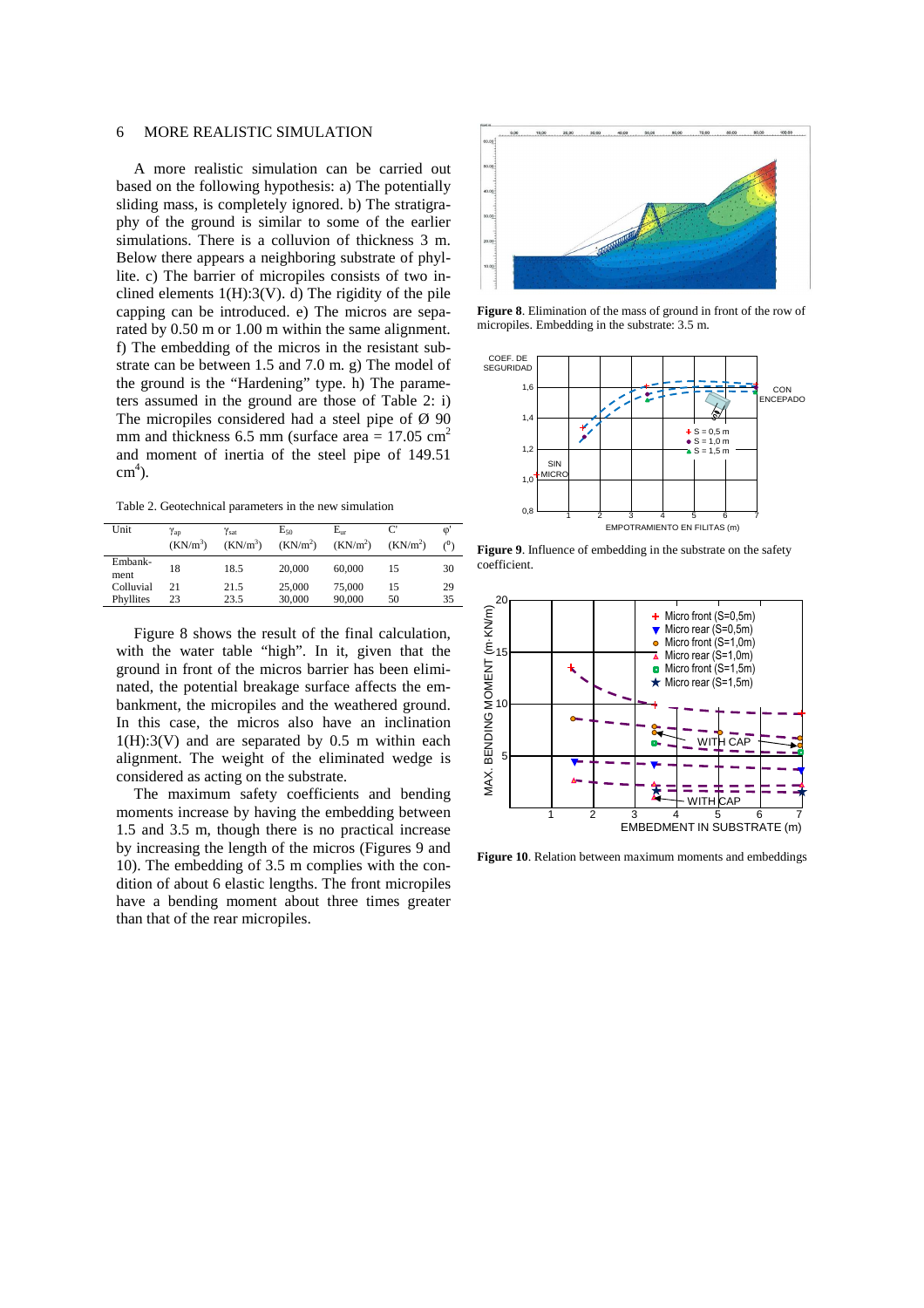## 6 MORE REALISTIC SIMULATION

A more realistic simulation can be carried out based on the following hypothesis: a) The potentially sliding mass, is completely ignored. b) The stratigraphy of the ground is similar to some of the earlier simulations. There is a colluvion of thickness 3 m. Below there appears a neighboring substrate of phyllite. c) The barrier of micropiles consists of two inclined elements 1(H):3(V). d) The rigidity of the pile capping can be introduced. e) The micros are separated by 0.50 m or 1.00 m within the same alignment. f) The embedding of the micros in the resistant substrate can be between 1.5 and 7.0 m. g) The model of the ground is the "Hardening" type. h) The parameters assumed in the ground are those of Table 2: i) The micropiles considered had a steel pipe of Ø 90 mm and thickness 6.5 mm (surface area = 17.05 $cm^2$ and moment of inertia of the steel pipe of 149.51 $cm^4$).

Table 2. Geotechnical parameters in the new simulation

| Unit | $\gamma_{ap}$ (KN/m$^3$) | $\gamma_{sat}$ (KN/m$^3$) | $E_{50}$ (KN/m$^2$) | $E_{ur}$ (KN/m$^2$) | C' (KN/m$^2$) | φ' (°) |
|---|---|---|---|---|---|---|
| Embankment | 18 | 18.5 | 20,000 | 60,000 | 15 | 30 |
| Colluvial | 21 | 21.5 | 25,000 | 75,000 | 15 | 29 |
| Phyllites | 23 | 23.5 | 30,000 | 90,000 | 50 | 35 |

Figure 8 shows the result of the final calculation, with the water table "high". In it, given that the ground in front of the micros barrier has been eliminated, the potential breakage surface affects the embankment, the micropiles and the weathered ground. In this case, the micros also have an inclination 1(H):3(V) and are separated by 0.5 m within each alignment. The weight of the eliminated wedge is considered as acting on the substrate.

The maximum safety coefficients and bending moments increase by having the embedding between 1.5 and 3.5 m, though there is no practical increase by increasing the length of the micros (Figures 9 and 10). The embedding of 3.5 m complies with the condition of about 6 elastic lengths. The front micropiles have a bending moment about three times greater than that of the rear micropiles.

**Figure 8**. Elimination of the mass of ground in front of the row of micropiles. Embedding in the substrate: 3.5 m.

**Figure 9**. Influence of embedding in the substrate on the safety coefficient.

**Figure 10**. Relation between maximum moments and embeddings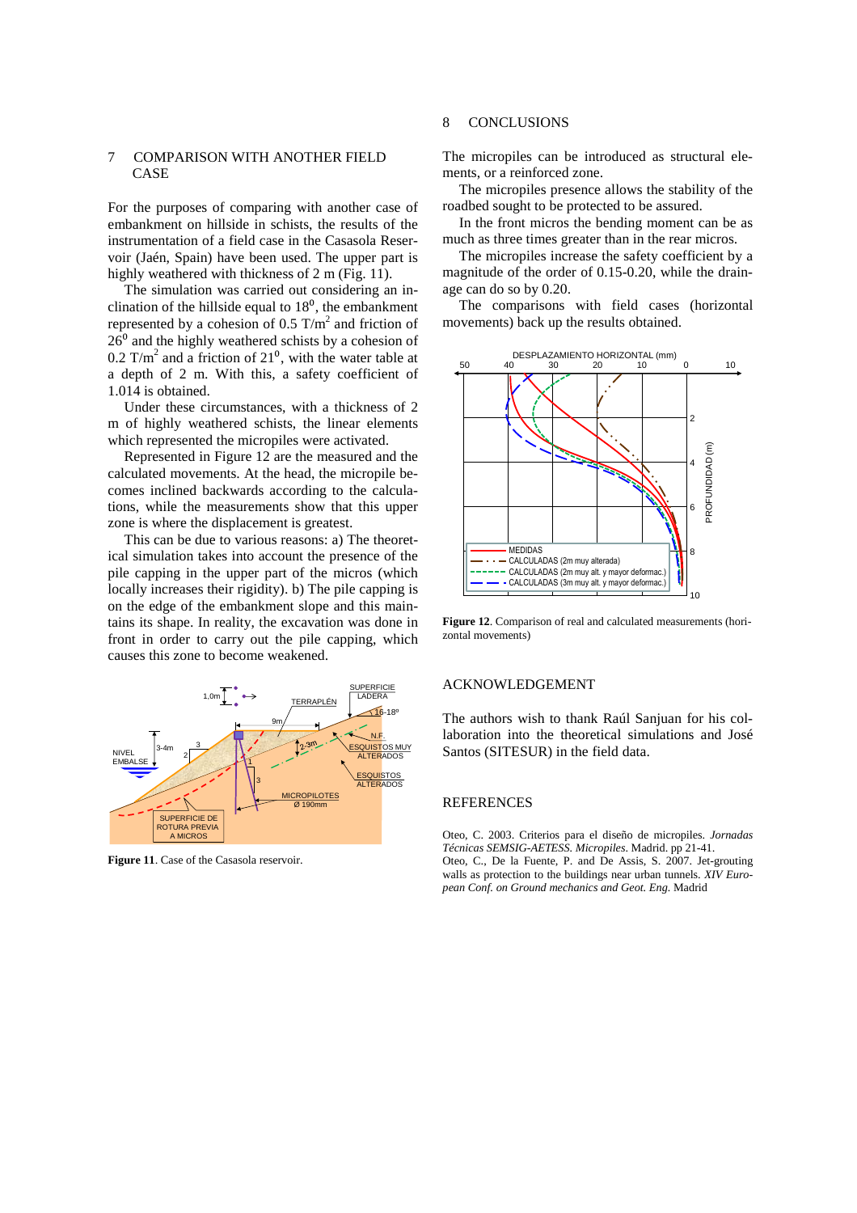## 7 COMPARISON WITH ANOTHER FIELD CASE

For the purposes of comparing with another case of embankment on hillside in schists, the results of the instrumentation of a field case in the Casasola Reservoir (Jaén, Spain) have been used. The upper part is highly weathered with thickness of 2 m (Fig. 11).

The simulation was carried out considering an inclination of the hillside equal to $18^0$, the embankment represented by a cohesion of 0.5 T/m$^2$ and friction of $26^0$ and the highly weathered schists by a cohesion of 0.2 T/m$^2$ and a friction of $21^0$, with the water table at a depth of 2 m. With this, a safety coefficient of 1.014 is obtained.

Under these circumstances, with a thickness of 2 m of highly weathered schists, the linear elements which represented the micropiles were activated.

Represented in Figure 12 are the measured and the calculated movements. At the head, the micropile becomes inclined backwards according to the calculations, while the measurements show that this upper zone is where the displacement is greatest.

This can be due to various reasons: a) The theoretical simulation takes into account the presence of the pile capping in the upper part of the micros (which locally increases their rigidity). b) The pile capping is on the edge of the embankment slope and this maintains its shape. In reality, the excavation was done in front in order to carry out the pile capping, which causes this zone to become weakened.

1,0m
TERRAPLÉN
SUPERFICIE LADERA
16-18º
9m
NIVEL EMBALSE
3-4m
3
2
2-3m
N.F.
ESQUISTOS MUY ALTERADOS
1
3
ESQUISTOS ALTERADOS
MICROPILOTES Ø 190mm
SUPERFICIE DE ROTURA PREVIA A MICROS

**Figure 11**. Case of the Casasola reservoir.

## 8 CONCLUSIONS

The micropiles can be introduced as structural elements, or a reinforced zone.

The micropiles presence allows the stability of the roadbed sought to be protected to be assured.

In the front micros the bending moment can be as much as three times greater than in the rear micros.

The micropiles increase the safety coefficient by a magnitude of the order of 0.15-0.20, while the drainage can do so by 0.20.

The comparisons with field cases (horizontal movements) back up the results obtained.

DESPLAZAMIENTO HORIZONTAL (mm)
50 40 30 20 10 0 10
PROFUNDIDAD (m)
2 4 6 8 10
MEDIDAS
CALCULADAS (2m muy alterada)
CALCULADAS (2m muy alt. y mayor deformac.)
CALCULADAS (3m muy alt. y mayor deformac.)

**Figure 12**. Comparison of real and calculated measurements (horizontal movements)

## ACKNOWLEDGEMENT

The authors wish to thank Raúl Sanjuan for his collaboration into the theoretical simulations and José Santos (SITESUR) in the field data.

## REFERENCES

Oteo, C. 2003. Criterios para el diseño de micropiles. *Jornadas Técnicas SEMSIG-AETESS. Micropiles*. Madrid. pp 21-41.

Oteo, C., De la Fuente, P. and De Assis, S. 2007. Jet-grouting walls as protection to the buildings near urban tunnels. *XIV European Conf. on Ground mechanics and Geot. Eng.* Madrid